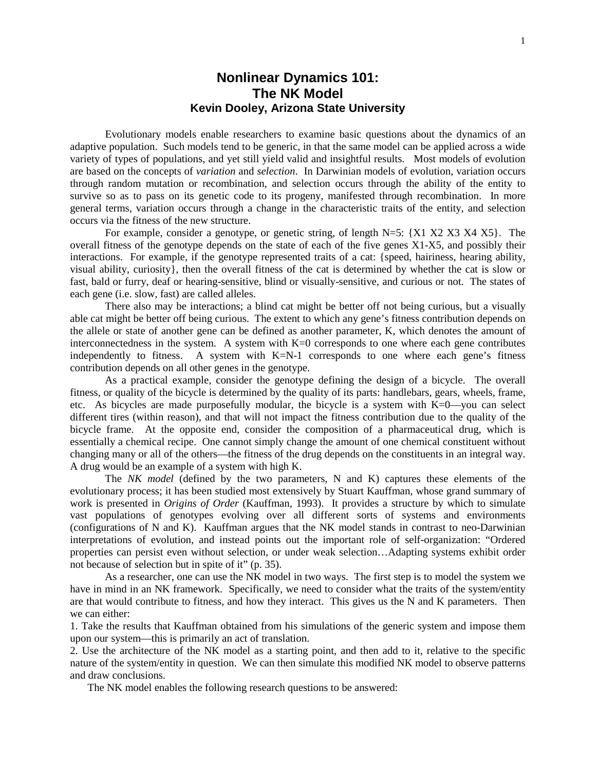# Nonlinear Dynamics 101: The NK Model

### Kevin Dooley, Arizona State University

Evolutionary models enable researchers to examine basic questions about the dynamics of an adaptive population. Such models tend to be generic, in that the same model can be applied across a wide variety of types of populations, and yet still yield valid and insightful results. Most models of evolution are based on the concepts of *variation* and *selection*. In Darwinian models of evolution, variation occurs through random mutation or recombination, and selection occurs through the ability of the entity to survive so as to pass on its genetic code to its progeny, manifested through recombination. In more general terms, variation occurs through a change in the characteristic traits of the entity, and selection occurs via the fitness of the new structure.

For example, consider a genotype, or genetic string, of length N=5: {X1 X2 X3 X4 X5}. The overall fitness of the genotype depends on the state of each of the five genes X1-X5, and possibly their interactions. For example, if the genotype represented traits of a cat: {speed, hairiness, hearing ability, visual ability, curiosity}, then the overall fitness of the cat is determined by whether the cat is slow or fast, bald or furry, deaf or hearing-sensitive, blind or visually-sensitive, and curious or not. The states of each gene (i.e. slow, fast) are called alleles.

There also may be interactions; a blind cat might be better off not being curious, but a visually able cat might be better off being curious. The extent to which any gene's fitness contribution depends on the allele or state of another gene can be defined as another parameter, K, which denotes the amount of interconnectedness in the system. A system with K=0 corresponds to one where each gene contributes independently to fitness. A system with K=N-1 corresponds to one where each gene's fitness contribution depends on all other genes in the genotype.

As a practical example, consider the genotype defining the design of a bicycle. The overall fitness, or quality of the bicycle is determined by the quality of its parts: handlebars, gears, wheels, frame, etc. As bicycles are made purposefully modular, the bicycle is a system with K=0—you can select different tires (within reason), and that will not impact the fitness contribution due to the quality of the bicycle frame. At the opposite end, consider the composition of a pharmaceutical drug, which is essentially a chemical recipe. One cannot simply change the amount of one chemical constituent without changing many or all of the others—the fitness of the drug depends on the constituents in an integral way. A drug would be an example of a system with high K.

The *NK model* (defined by the two parameters, N and K) captures these elements of the evolutionary process; it has been studied most extensively by Stuart Kauffman, whose grand summary of work is presented in *Origins of Order* (Kauffman, 1993). It provides a structure by which to simulate vast populations of genotypes evolving over all different sorts of systems and environments (configurations of N and K). Kauffman argues that the NK model stands in contrast to neo-Darwinian interpretations of evolution, and instead points out the important role of self-organization: "Ordered properties can persist even without selection, or under weak selection…Adapting systems exhibit order not because of selection but in spite of it" (p. 35).

As a researcher, one can use the NK model in two ways. The first step is to model the system we have in mind in an NK framework. Specifically, we need to consider what the traits of the system/entity are that would contribute to fitness, and how they interact. This gives us the N and K parameters. Then we can either:

1. Take the results that Kauffman obtained from his simulations of the generic system and impose them upon our system—this is primarily an act of translation.
2. Use the architecture of the NK model as a starting point, and then add to it, relative to the specific nature of the system/entity in question. We can then simulate this modified NK model to observe patterns and draw conclusions.

The NK model enables the following research questions to be answered: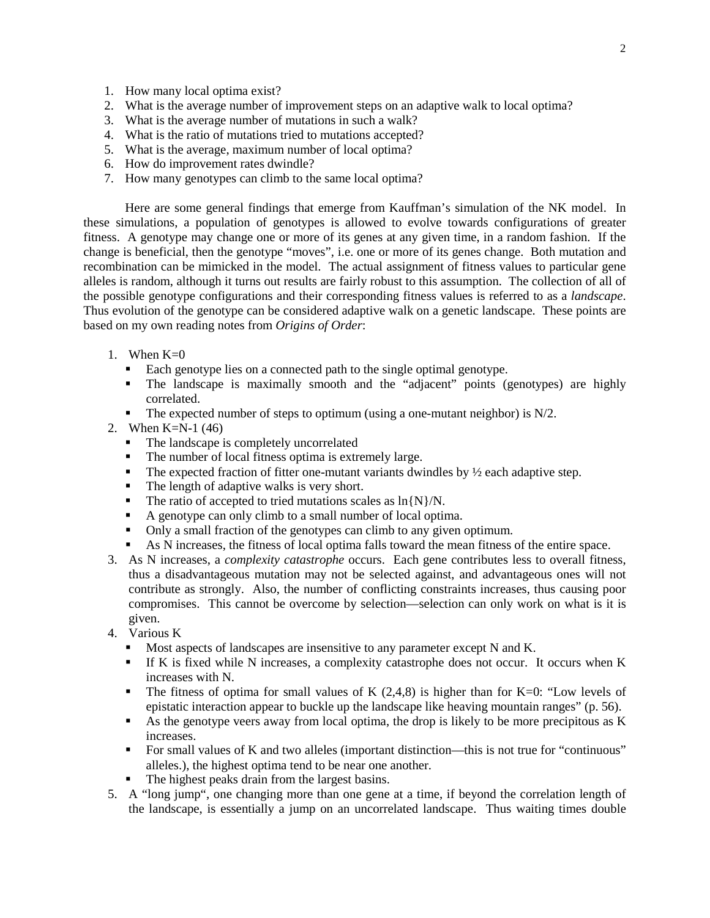1. How many local optima exist?
2. What is the average number of improvement steps on an adaptive walk to local optima?
3. What is the average number of mutations in such a walk?
4. What is the ratio of mutations tried to mutations accepted?
5. What is the average, maximum number of local optima?
6. How do improvement rates dwindle?
7. How many genotypes can climb to the same local optima?

Here are some general findings that emerge from Kauffman's simulation of the NK model. In these simulations, a population of genotypes is allowed to evolve towards configurations of greater fitness. A genotype may change one or more of its genes at any given time, in a random fashion. If the change is beneficial, then the genotype "moves", i.e. one or more of its genes change. Both mutation and recombination can be mimicked in the model. The actual assignment of fitness values to particular gene alleles is random, although it turns out results are fairly robust to this assumption. The collection of all of the possible genotype configurations and their corresponding fitness values is referred to as a *landscape*. Thus evolution of the genotype can be considered adaptive walk on a genetic landscape. These points are based on my own reading notes from *Origins of Order*:

1. When K=0
   - Each genotype lies on a connected path to the single optimal genotype.
   - The landscape is maximally smooth and the "adjacent" points (genotypes) are highly correlated.
   - The expected number of steps to optimum (using a one-mutant neighbor) is N/2.
2. When K=N-1 (46)
   - The landscape is completely uncorrelated
   - The number of local fitness optima is extremely large.
   - The expected fraction of fitter one-mutant variants dwindles by ½ each adaptive step.
   - The length of adaptive walks is very short.
   - The ratio of accepted to tried mutations scales as $\ln\{N\}/N$.
   - A genotype can only climb to a small number of local optima.
   - Only a small fraction of the genotypes can climb to any given optimum.
   - As N increases, the fitness of local optima falls toward the mean fitness of the entire space.
3. As N increases, a *complexity catastrophe* occurs. Each gene contributes less to overall fitness, thus a disadvantageous mutation may not be selected against, and advantageous ones will not contribute as strongly. Also, the number of conflicting constraints increases, thus causing poor compromises. This cannot be overcome by selection—selection can only work on what is it is given.
4. Various K
   - Most aspects of landscapes are insensitive to any parameter except N and K.
   - If K is fixed while N increases, a complexity catastrophe does not occur. It occurs when K increases with N.
   - The fitness of optima for small values of K (2,4,8) is higher than for K=0: "Low levels of epistatic interaction appear to buckle up the landscape like heaving mountain ranges" (p. 56).
   - As the genotype veers away from local optima, the drop is likely to be more precipitous as K increases.
   - For small values of K and two alleles (important distinction—this is not true for "continuous" alleles.), the highest optima tend to be near one another.
   - The highest peaks drain from the largest basins.
5. A "long jump", one changing more than one gene at a time, if beyond the correlation length of the landscape, is essentially a jump on an uncorrelated landscape. Thus waiting times double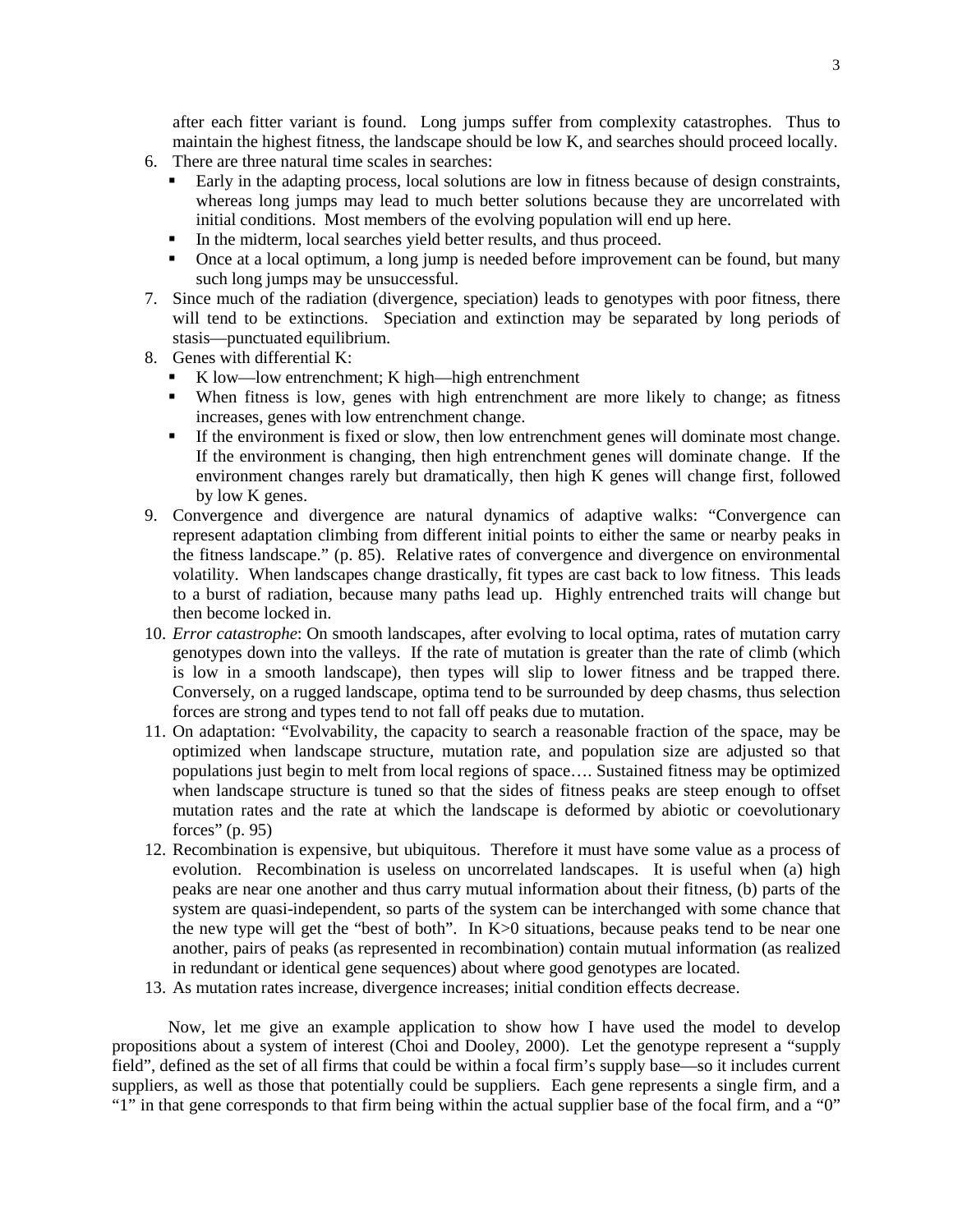after each fitter variant is found. Long jumps suffer from complexity catastrophes. Thus to maintain the highest fitness, the landscape should be low K, and searches should proceed locally.

6. There are three natural time scales in searches:
   - Early in the adapting process, local solutions are low in fitness because of design constraints, whereas long jumps may lead to much better solutions because they are uncorrelated with initial conditions. Most members of the evolving population will end up here.
   - In the midterm, local searches yield better results, and thus proceed.
   - Once at a local optimum, a long jump is needed before improvement can be found, but many such long jumps may be unsuccessful.
7. Since much of the radiation (divergence, speciation) leads to genotypes with poor fitness, there will tend to be extinctions. Speciation and extinction may be separated by long periods of stasis—punctuated equilibrium.
8. Genes with differential K:
   - K low—low entrenchment; K high—high entrenchment
   - When fitness is low, genes with high entrenchment are more likely to change; as fitness increases, genes with low entrenchment change.
   - If the environment is fixed or slow, then low entrenchment genes will dominate most change. If the environment is changing, then high entrenchment genes will dominate change. If the environment changes rarely but dramatically, then high K genes will change first, followed by low K genes.
9. Convergence and divergence are natural dynamics of adaptive walks: "Convergence can represent adaptation climbing from different initial points to either the same or nearby peaks in the fitness landscape." (p. 85). Relative rates of convergence and divergence on environmental volatility. When landscapes change drastically, fit types are cast back to low fitness. This leads to a burst of radiation, because many paths lead up. Highly entrenched traits will change but then become locked in.
10. *Error catastrophe*: On smooth landscapes, after evolving to local optima, rates of mutation carry genotypes down into the valleys. If the rate of mutation is greater than the rate of climb (which is low in a smooth landscape), then types will slip to lower fitness and be trapped there. Conversely, on a rugged landscape, optima tend to be surrounded by deep chasms, thus selection forces are strong and types tend to not fall off peaks due to mutation.
11. On adaptation: "Evolvability, the capacity to search a reasonable fraction of the space, may be optimized when landscape structure, mutation rate, and population size are adjusted so that populations just begin to melt from local regions of space…. Sustained fitness may be optimized when landscape structure is tuned so that the sides of fitness peaks are steep enough to offset mutation rates and the rate at which the landscape is deformed by abiotic or coevolutionary forces" (p. 95)
12. Recombination is expensive, but ubiquitous. Therefore it must have some value as a process of evolution. Recombination is useless on uncorrelated landscapes. It is useful when (a) high peaks are near one another and thus carry mutual information about their fitness, (b) parts of the system are quasi-independent, so parts of the system can be interchanged with some chance that the new type will get the "best of both". In $K>0$ situations, because peaks tend to be near one another, pairs of peaks (as represented in recombination) contain mutual information (as realized in redundant or identical gene sequences) about where good genotypes are located.
13. As mutation rates increase, divergence increases; initial condition effects decrease.

Now, let me give an example application to show how I have used the model to develop propositions about a system of interest (Choi and Dooley, 2000). Let the genotype represent a "supply field", defined as the set of all firms that could be within a focal firm's supply base—so it includes current suppliers, as well as those that potentially could be suppliers. Each gene represents a single firm, and a "1" in that gene corresponds to that firm being within the actual supplier base of the focal firm, and a "0"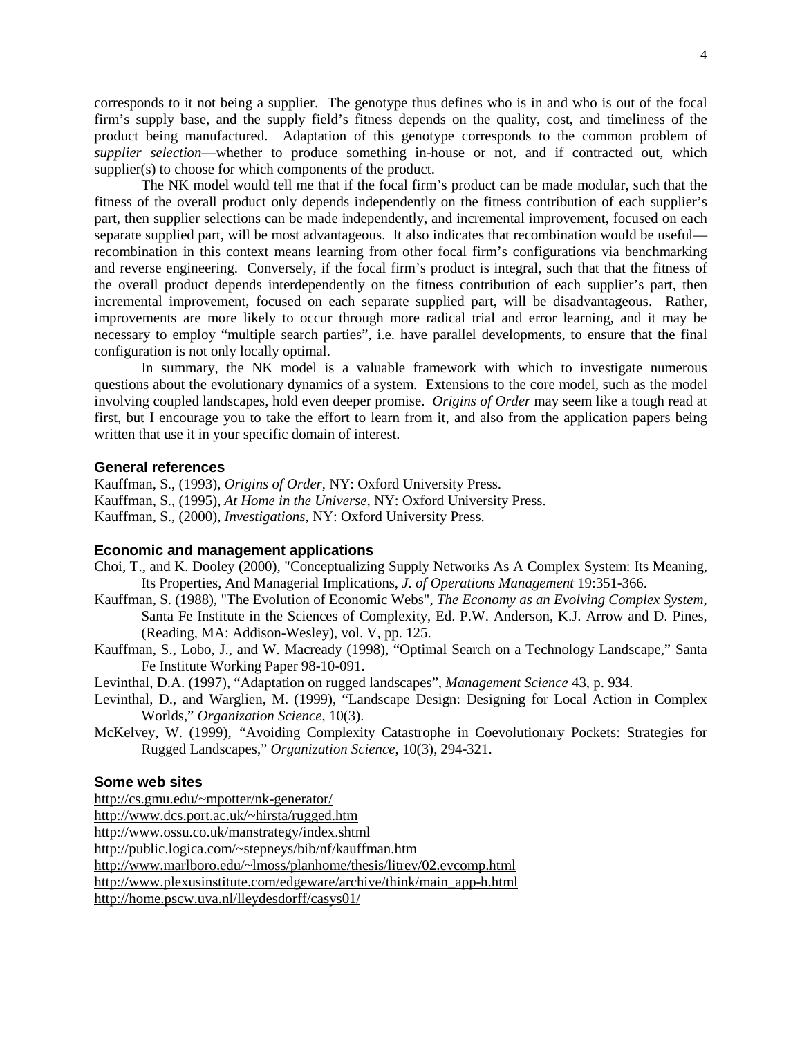corresponds to it not being a supplier. The genotype thus defines who is in and who is out of the focal firm's supply base, and the supply field's fitness depends on the quality, cost, and timeliness of the product being manufactured. Adaptation of this genotype corresponds to the common problem of *supplier selection*—whether to produce something in-house or not, and if contracted out, which supplier(s) to choose for which components of the product.

The NK model would tell me that if the focal firm's product can be made modular, such that the fitness of the overall product only depends independently on the fitness contribution of each supplier's part, then supplier selections can be made independently, and incremental improvement, focused on each separate supplied part, will be most advantageous. It also indicates that recombination would be useful—recombination in this context means learning from other focal firm's configurations via benchmarking and reverse engineering. Conversely, if the focal firm's product is integral, such that that the fitness of the overall product depends interdependently on the fitness contribution of each supplier's part, then incremental improvement, focused on each separate supplied part, will be disadvantageous. Rather, improvements are more likely to occur through more radical trial and error learning, and it may be necessary to employ "multiple search parties", i.e. have parallel developments, to ensure that the final configuration is not only locally optimal.

In summary, the NK model is a valuable framework with which to investigate numerous questions about the evolutionary dynamics of a system. Extensions to the core model, such as the model involving coupled landscapes, hold even deeper promise. *Origins of Order* may seem like a tough read at first, but I encourage you to take the effort to learn from it, and also from the application papers being written that use it in your specific domain of interest.

### General references

Kauffman, S., (1993), *Origins of Order*, NY: Oxford University Press.
Kauffman, S., (1995), *At Home in the Universe*, NY: Oxford University Press.
Kauffman, S., (2000), *Investigations*, NY: Oxford University Press.

### Economic and management applications

Choi, T., and K. Dooley (2000), "Conceptualizing Supply Networks As A Complex System: Its Meaning, Its Properties, And Managerial Implications, *J. of Operations Management* 19:351-366.

Kauffman, S. (1988), "The Evolution of Economic Webs", *The Economy as an Evolving Complex System*, Santa Fe Institute in the Sciences of Complexity, Ed. P.W. Anderson, K.J. Arrow and D. Pines, (Reading, MA: Addison-Wesley), vol. V, pp. 125.

Kauffman, S., Lobo, J., and W. Macready (1998), "Optimal Search on a Technology Landscape," Santa Fe Institute Working Paper 98-10-091.

Levinthal, D.A. (1997), "Adaptation on rugged landscapes", *Management Science* 43, p. 934.

Levinthal, D., and Warglien, M. (1999), "Landscape Design: Designing for Local Action in Complex Worlds," *Organization Science*, 10(3).

McKelvey, W. (1999), "Avoiding Complexity Catastrophe in Coevolutionary Pockets: Strategies for Rugged Landscapes," *Organization Science*, 10(3), 294-321.

### Some web sites

http://cs.gmu.edu/~mpotter/nk-generator/
http://www.dcs.port.ac.uk/~hirsta/rugged.htm
http://www.ossu.co.uk/manstrategy/index.shtml
http://public.logica.com/~stepneys/bib/nf/kauffman.htm
http://www.marlboro.edu/~lmoss/planhome/thesis/litrev/02.evcomp.html
http://www.plexusinstitute.com/edgeware/archive/think/main_app-h.html
http://home.pscw.uva.nl/lleydesdorff/casys01/